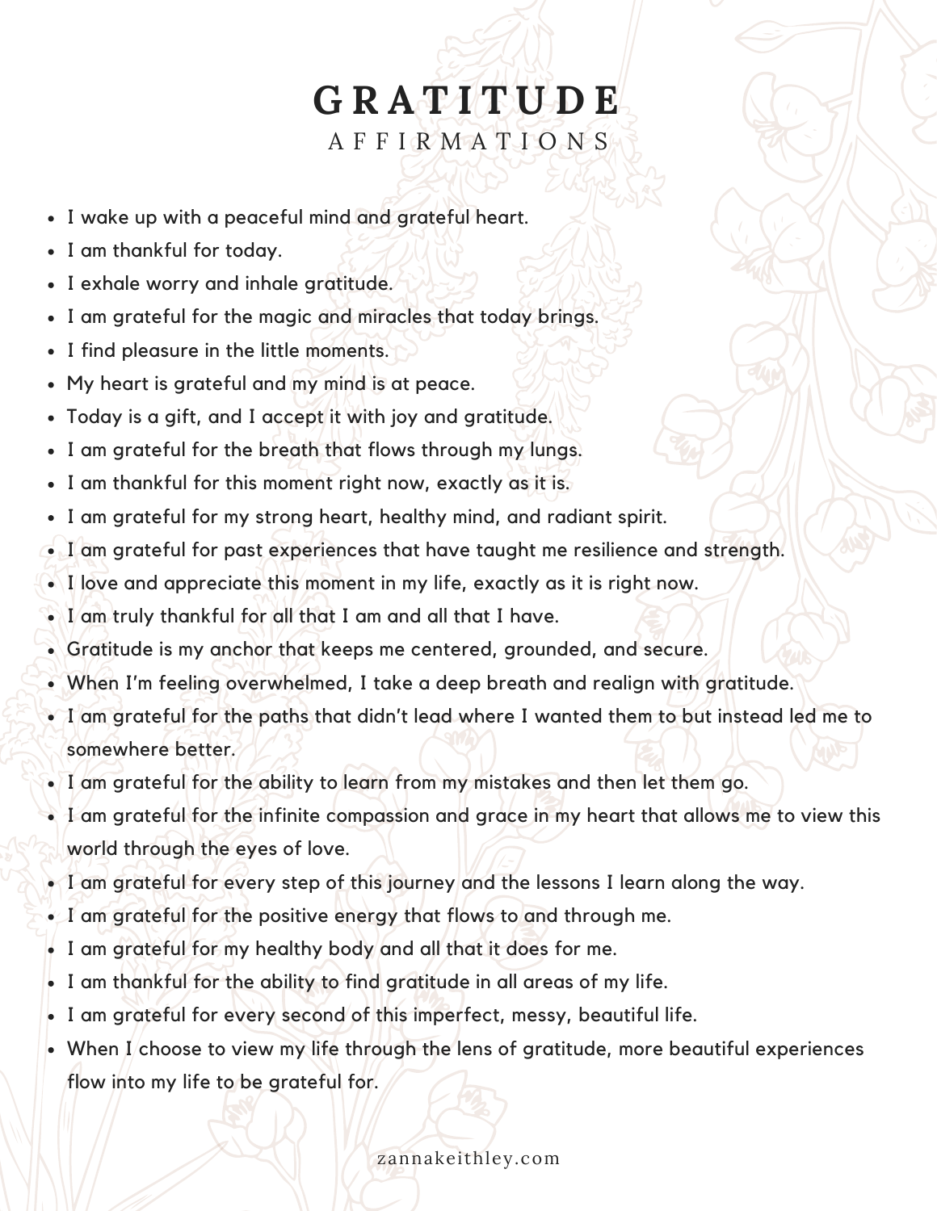# GRATITUDE
## AFFIRMATIONS

- I wake up with a peaceful mind and grateful heart.
- I am thankful for today.
- I exhale worry and inhale gratitude.
- I am grateful for the magic and miracles that today brings.
- I find pleasure in the little moments.
- My heart is grateful and my mind is at peace.
- Today is a gift, and I accept it with joy and gratitude.
- I am grateful for the breath that flows through my lungs.
- I am thankful for this moment right now, exactly as it is.
- I am grateful for my strong heart, healthy mind, and radiant spirit.
- I am grateful for past experiences that have taught me resilience and strength.
- I love and appreciate this moment in my life, exactly as it is right now.
- I am truly thankful for all that I am and all that I have.
- Gratitude is my anchor that keeps me centered, grounded, and secure.
- When I'm feeling overwhelmed, I take a deep breath and realign with gratitude.
- I am grateful for the paths that didn't lead where I wanted them to but instead led me to somewhere better.
- I am grateful for the ability to learn from my mistakes and then let them go.
- I am grateful for the infinite compassion and grace in my heart that allows me to view this world through the eyes of love.
- I am grateful for every step of this journey and the lessons I learn along the way.
- I am grateful for the positive energy that flows to and through me.
- I am grateful for my healthy body and all that it does for me.
- I am thankful for the ability to find gratitude in all areas of my life.
- I am grateful for every second of this imperfect, messy, beautiful life.
- When I choose to view my life through the lens of gratitude, more beautiful experiences flow into my life to be grateful for.

zannakeithley.com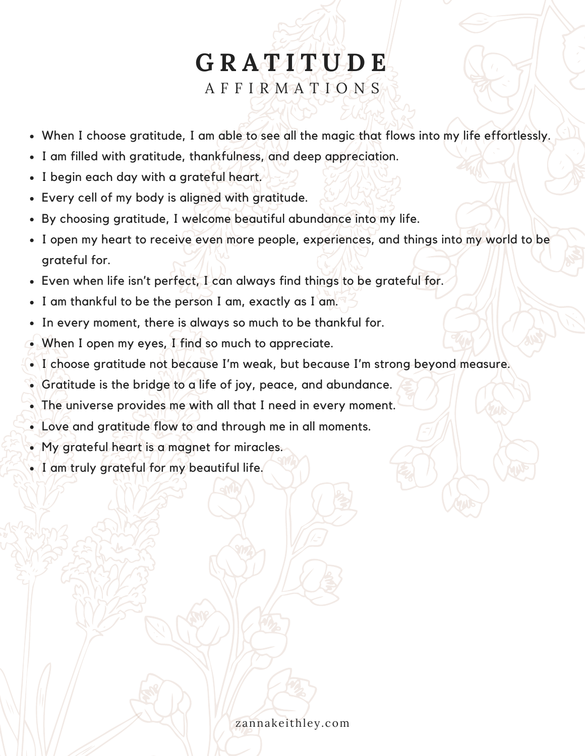# GRATITUDE

## AFFIRMATIONS

- When I choose gratitude, I am able to see all the magic that flows into my life effortlessly.
- I am filled with gratitude, thankfulness, and deep appreciation.
- I begin each day with a grateful heart.
- Every cell of my body is aligned with gratitude.
- By choosing gratitude, I welcome beautiful abundance into my life.
- I open my heart to receive even more people, experiences, and things into my world to be grateful for.
- Even when life isn't perfect, I can always find things to be grateful for.
- I am thankful to be the person I am, exactly as I am.
- In every moment, there is always so much to be thankful for.
- When I open my eyes, I find so much to appreciate.
- I choose gratitude not because I'm weak, but because I'm strong beyond measure.
- Gratitude is the bridge to a life of joy, peace, and abundance.
- The universe provides me with all that I need in every moment.
- Love and gratitude flow to and through me in all moments.
- My grateful heart is a magnet for miracles.
- I am truly grateful for my beautiful life.

zannakeithley.com